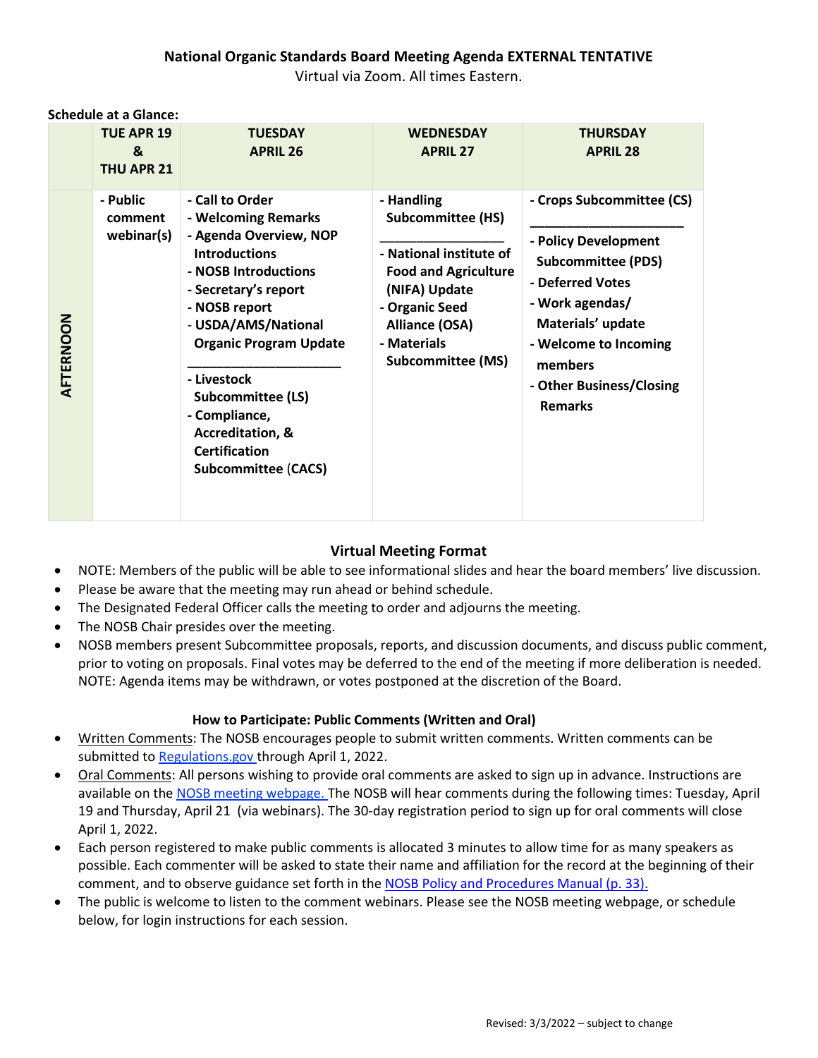# National Organic Standards Board Meeting Agenda EXTERNAL TENTATIVE

Virtual via Zoom. All times Eastern.

**Schedule at a Glance:**

| | TUE APR 19 & THU APR 21 | TUESDAY APRIL 26 | WEDNESDAY APRIL 27 | THURSDAY APRIL 28 |
|---|---|---|---|---|
| AFTERNOON | - Public comment webinar(s) | - Call to Order<br>- Welcoming Remarks<br>- Agenda Overview, NOP Introductions<br>- NOSB Introductions<br>- Secretary's report<br>- NOSB report<br>- USDA/AMS/National Organic Program Update<br>______________________<br>- Livestock Subcommittee (LS)<br>- Compliance, Accreditation, & Certification Subcommittee (CACS) | - Handling Subcommittee (HS)<br>_________________<br>- National institute of Food and Agriculture (NIFA) Update<br>- Organic Seed Alliance (OSA)<br>- Materials Subcommittee (MS) | - Crops Subcommittee (CS)<br>______________________<br>- Policy Development Subcommittee (PDS)<br>- Deferred Votes<br>- Work agendas/ Materials' update<br>- Welcome to Incoming members<br>- Other Business/Closing Remarks |

## Virtual Meeting Format

- NOTE: Members of the public will be able to see informational slides and hear the board members' live discussion.
- Please be aware that the meeting may run ahead or behind schedule.
- The Designated Federal Officer calls the meeting to order and adjourns the meeting.
- The NOSB Chair presides over the meeting.
- NOSB members present Subcommittee proposals, reports, and discussion documents, and discuss public comment, prior to voting on proposals. Final votes may be deferred to the end of the meeting if more deliberation is needed. NOTE: Agenda items may be withdrawn, or votes postponed at the discretion of the Board.

## How to Participate: Public Comments (Written and Oral)

- Written Comments: The NOSB encourages people to submit written comments. Written comments can be submitted to Regulations.gov through April 1, 2022.
- Oral Comments: All persons wishing to provide oral comments are asked to sign up in advance. Instructions are available on the NOSB meeting webpage. The NOSB will hear comments during the following times: Tuesday, April 19 and Thursday, April 21 (via webinars). The 30-day registration period to sign up for oral comments will close April 1, 2022.
- Each person registered to make public comments is allocated 3 minutes to allow time for as many speakers as possible. Each commenter will be asked to state their name and affiliation for the record at the beginning of their comment, and to observe guidance set forth in the NOSB Policy and Procedures Manual (p. 33).
- The public is welcome to listen to the comment webinars. Please see the NOSB meeting webpage, or schedule below, for login instructions for each session.

Revised: 3/3/2022 – subject to change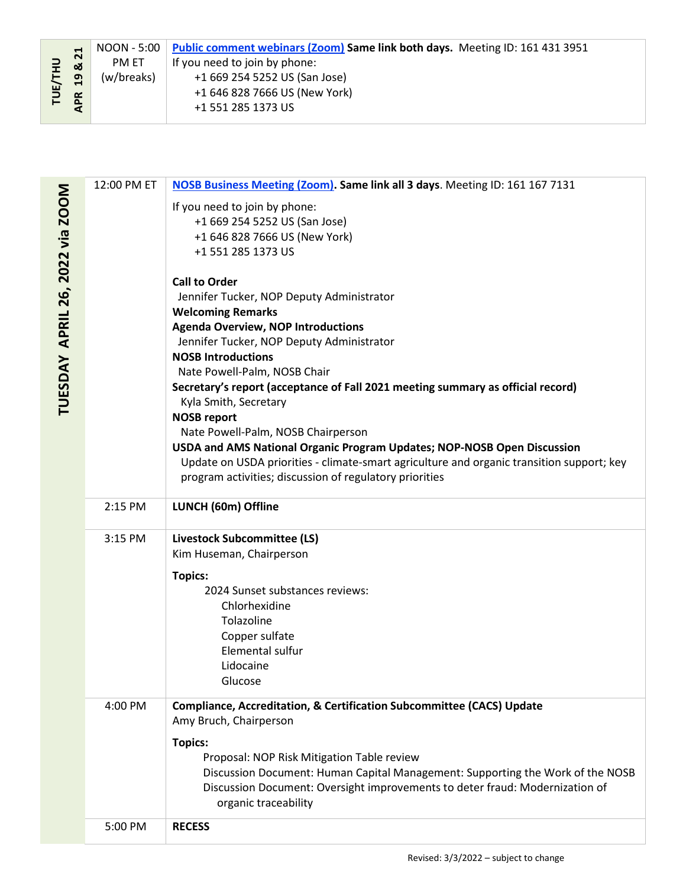| TUE/THU APR 19 & 21 | NOON - 5:00 PM ET (w/breaks) | **Public comment webinars (Zoom) Same link both days.** Meeting ID: 161 431 3951<br>If you need to join by phone:<br>+1 669 254 5252 US (San Jose)<br>+1 646 828 7666 US (New York)<br>+1 551 285 1373 US |
|---|---|---|

| TUESDAY APRIL 26, 2022 via ZOOM | Time | Agenda |
|---|---|---|
| | 12:00 PM ET | **NOSB Business Meeting (Zoom). Same link all 3 days.** Meeting ID: 161 167 7131<br>If you need to join by phone:<br>+1 669 254 5252 US (San Jose)<br>+1 646 828 7666 US (New York)<br>+1 551 285 1373 US<br>**Call to Order**<br>Jennifer Tucker, NOP Deputy Administrator<br>**Welcoming Remarks**<br>**Agenda Overview, NOP Introductions**<br>Jennifer Tucker, NOP Deputy Administrator<br>**NOSB Introductions**<br>Nate Powell-Palm, NOSB Chair<br>**Secretary's report (acceptance of Fall 2021 meeting summary as official record)**<br>Kyla Smith, Secretary<br>**NOSB report**<br>Nate Powell-Palm, NOSB Chairperson<br>**USDA and AMS National Organic Program Updates; NOP-NOSB Open Discussion**<br>Update on USDA priorities - climate-smart agriculture and organic transition support; key program activities; discussion of regulatory priorities |
| | 2:15 PM | **LUNCH (60m) Offline** |
| | 3:15 PM | **Livestock Subcommittee (LS)**<br>Kim Huseman, Chairperson<br>**Topics:**<br>2024 Sunset substances reviews:<br>Chlorhexidine<br>Tolazoline<br>Copper sulfate<br>Elemental sulfur<br>Lidocaine<br>Glucose |
| | 4:00 PM | **Compliance, Accreditation, & Certification Subcommittee (CACS) Update**<br>Amy Bruch, Chairperson<br>**Topics:**<br>Proposal: NOP Risk Mitigation Table review<br>Discussion Document: Human Capital Management: Supporting the Work of the NOSB<br>Discussion Document: Oversight improvements to deter fraud: Modernization of organic traceability |
| | 5:00 PM | **RECESS** |

Revised: 3/3/2022 – subject to change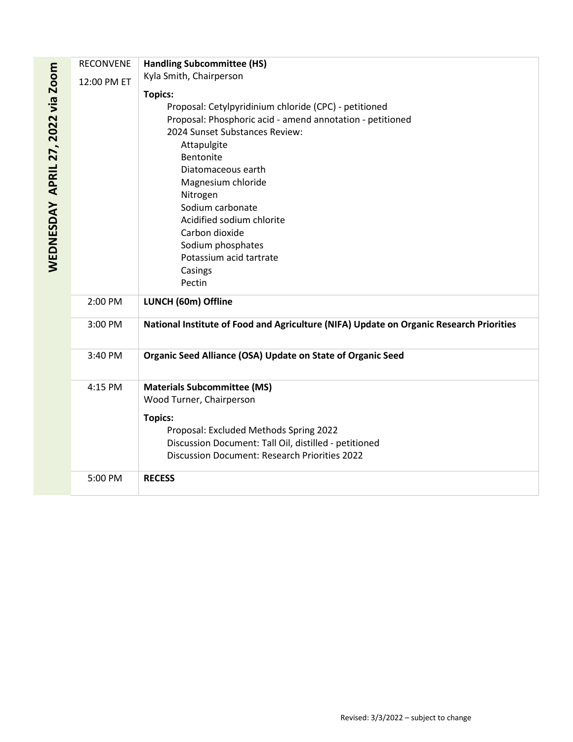## WEDNESDAY APRIL 27, 2022 via Zoom

| Time | Agenda |
|---|---|
| RECONVENE 12:00 PM ET | **Handling Subcommittee (HS)**<br>Kyla Smith, Chairperson<br><br>**Topics:**<br>Proposal: Cetylpyridinium chloride (CPC) - petitioned<br>Proposal: Phosphoric acid - amend annotation - petitioned<br>2024 Sunset Substances Review:<br>Attapulgite<br>Bentonite<br>Diatomaceous earth<br>Magnesium chloride<br>Nitrogen<br>Sodium carbonate<br>Acidified sodium chlorite<br>Carbon dioxide<br>Sodium phosphates<br>Potassium acid tartrate<br>Casings<br>Pectin |
| 2:00 PM | **LUNCH (60m) Offline** |
| 3:00 PM | **National Institute of Food and Agriculture (NIFA) Update on Organic Research Priorities** |
| 3:40 PM | **Organic Seed Alliance (OSA) Update on State of Organic Seed** |
| 4:15 PM | **Materials Subcommittee (MS)**<br>Wood Turner, Chairperson<br><br>**Topics:**<br>Proposal: Excluded Methods Spring 2022<br>Discussion Document: Tall Oil, distilled - petitioned<br>Discussion Document: Research Priorities 2022 |
| 5:00 PM | **RECESS** |

Revised: 3/3/2022 – subject to change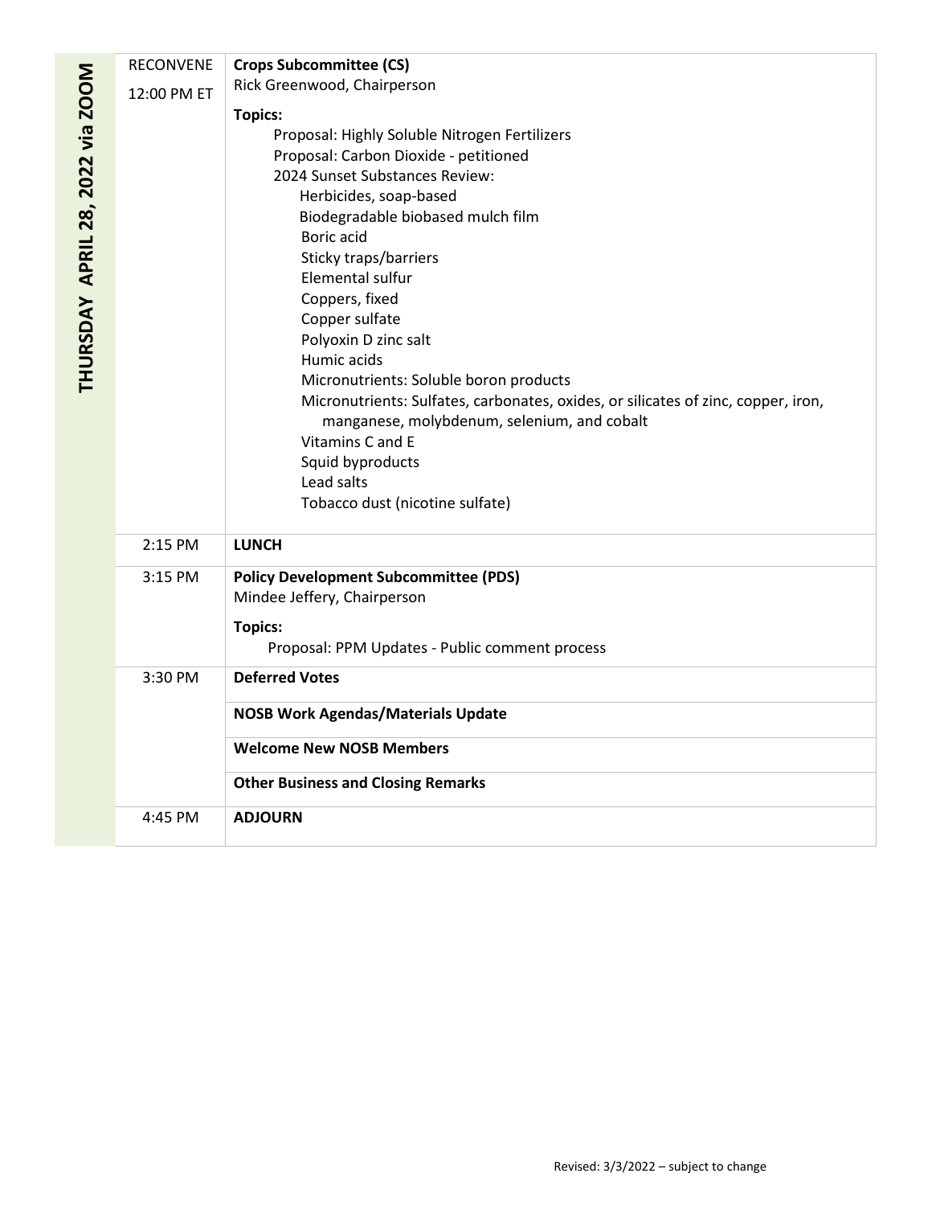**THURSDAY APRIL 28, 2022 via ZOOM**

| | |
|---|---|
| RECONVENE<br>12:00 PM ET | **Crops Subcommittee (CS)**<br>Rick Greenwood, Chairperson<br><br>**Topics:**<br>Proposal: Highly Soluble Nitrogen Fertilizers<br>Proposal: Carbon Dioxide - petitioned<br>2024 Sunset Substances Review:<br>Herbicides, soap-based<br>Biodegradable biobased mulch film<br>Boric acid<br>Sticky traps/barriers<br>Elemental sulfur<br>Coppers, fixed<br>Copper sulfate<br>Polyoxin D zinc salt<br>Humic acids<br>Micronutrients: Soluble boron products<br>Micronutrients: Sulfates, carbonates, oxides, or silicates of zinc, copper, iron, manganese, molybdenum, selenium, and cobalt<br>Vitamins C and E<br>Squid byproducts<br>Lead salts<br>Tobacco dust (nicotine sulfate) |
| 2:15 PM | **LUNCH** |
| 3:15 PM | **Policy Development Subcommittee (PDS)**<br>Mindee Jeffery, Chairperson<br><br>**Topics:**<br>Proposal: PPM Updates - Public comment process |
| 3:30 PM | **Deferred Votes** |
| | **NOSB Work Agendas/Materials Update** |
| | **Welcome New NOSB Members** |
| | **Other Business and Closing Remarks** |
| 4:45 PM | **ADJOURN** |

Revised: 3/3/2022 – subject to change